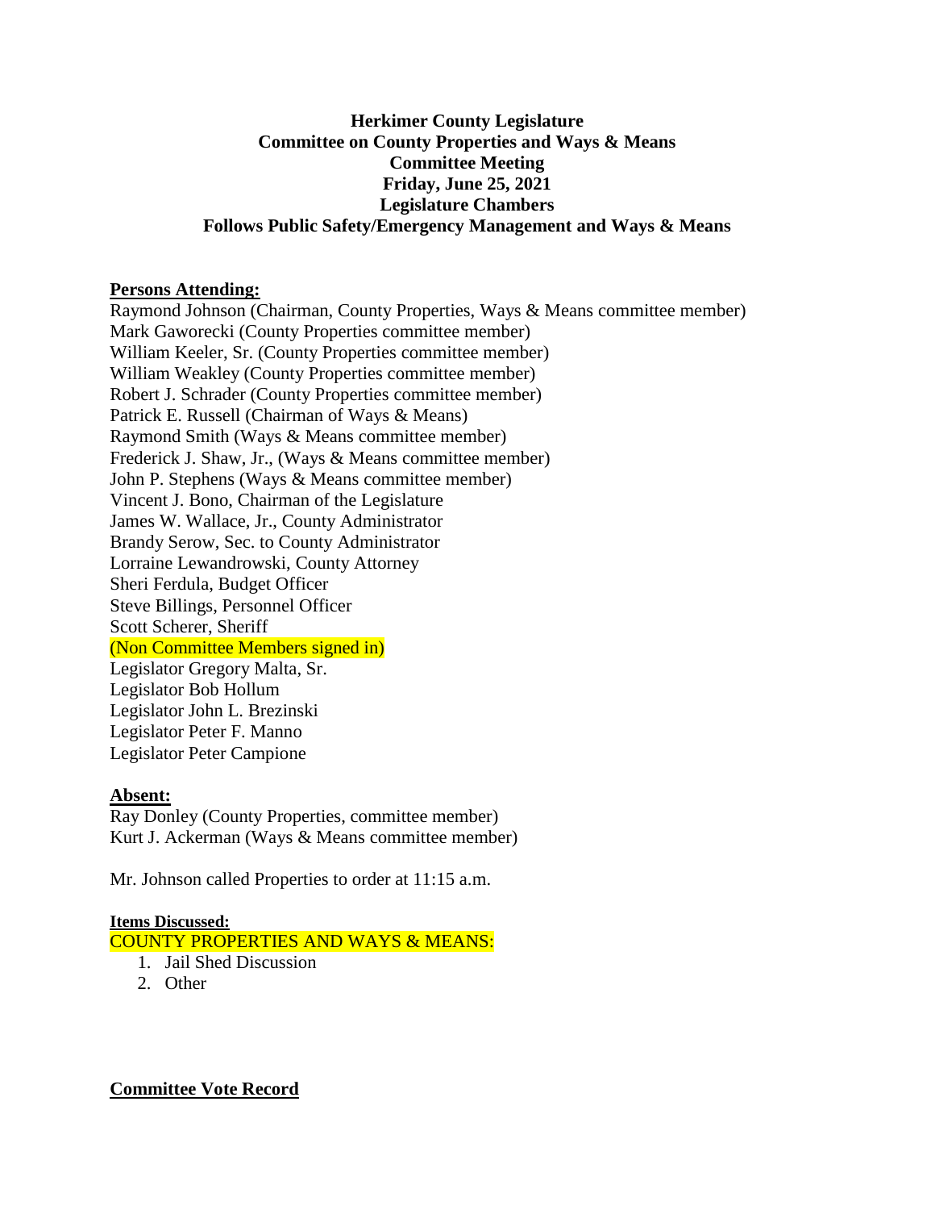**Herkimer County Legislature**
**Committee on County Properties and Ways & Means**
**Committee Meeting**
**Friday, June 25, 2021**
**Legislature Chambers**
**Follows Public Safety/Emergency Management and Ways & Means**

**Persons Attending:**

Raymond Johnson (Chairman, County Properties, Ways & Means committee member)
Mark Gaworecki (County Properties committee member)
William Keeler, Sr. (County Properties committee member)
William Weakley (County Properties committee member)
Robert J. Schrader (County Properties committee member)
Patrick E. Russell (Chairman of Ways & Means)
Raymond Smith (Ways & Means committee member)
Frederick J. Shaw, Jr., (Ways & Means committee member)
John P. Stephens (Ways & Means committee member)
Vincent J. Bono, Chairman of the Legislature
James W. Wallace, Jr., County Administrator
Brandy Serow, Sec. to County Administrator
Lorraine Lewandrowski, County Attorney
Sheri Ferdula, Budget Officer
Steve Billings, Personnel Officer
Scott Scherer, Sheriff
(Non Committee Members signed in)
Legislator Gregory Malta, Sr.
Legislator Bob Hollum
Legislator John L. Brezinski
Legislator Peter F. Manno
Legislator Peter Campione

**Absent:**

Ray Donley (County Properties, committee member)
Kurt J. Ackerman (Ways & Means committee member)

Mr. Johnson called Properties to order at 11:15 a.m.

**Items Discussed:**

COUNTY PROPERTIES AND WAYS & MEANS:

1. Jail Shed Discussion
2. Other

**Committee Vote Record**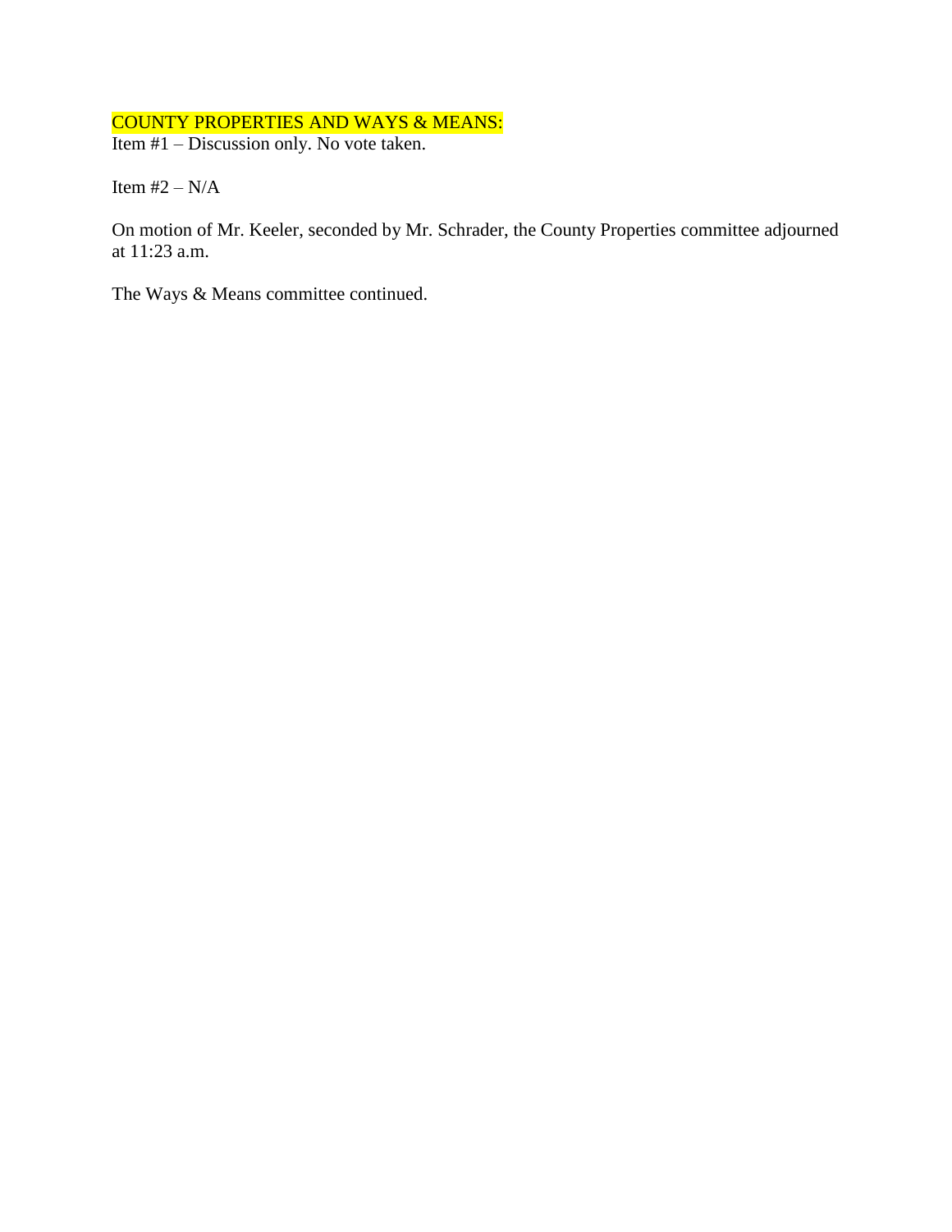COUNTY PROPERTIES AND WAYS & MEANS:

Item #1 – Discussion only. No vote taken.

Item #2 – N/A

On motion of Mr. Keeler, seconded by Mr. Schrader, the County Properties committee adjourned at 11:23 a.m.

The Ways & Means committee continued.